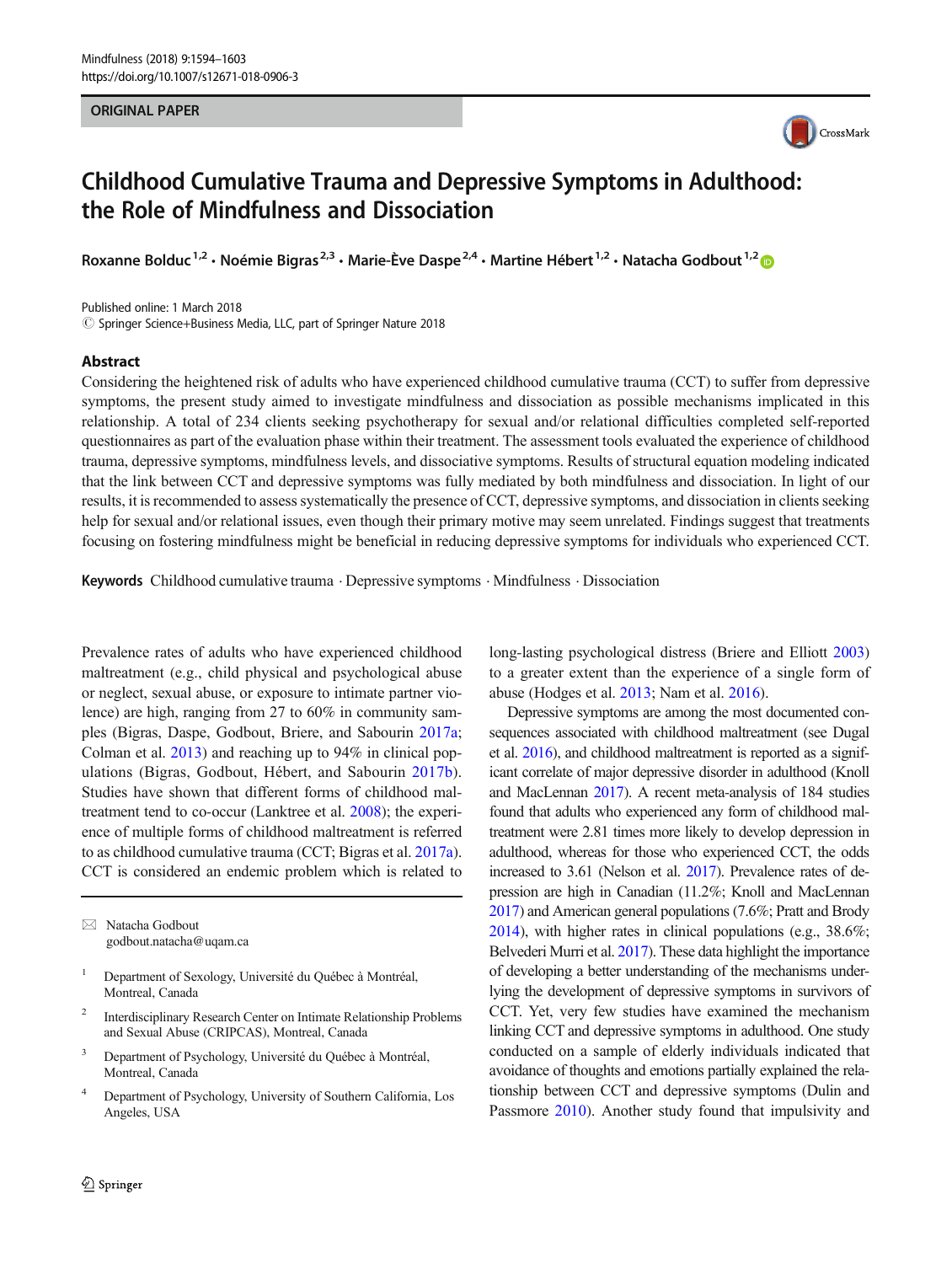ORIGINAL PAPER

# Childhood Cumulative Trauma and Depressive Symptoms in Adulthood: the Role of Mindfulness and Dissociation

Roxanne Bolduc[1,2] · Noémie Bigras[2,3] · Marie-Ève Daspe[2,4] · Martine Hébert[1,2] · Natacha Godbout[1,2]

Published online: 1 March 2018
© Springer Science+Business Media, LLC, part of Springer Nature 2018

## Abstract

Considering the heightened risk of adults who have experienced childhood cumulative trauma (CCT) to suffer from depressive symptoms, the present study aimed to investigate mindfulness and dissociation as possible mechanisms implicated in this relationship. A total of 234 clients seeking psychotherapy for sexual and/or relational difficulties completed self-reported questionnaires as part of the evaluation phase within their treatment. The assessment tools evaluated the experience of childhood trauma, depressive symptoms, mindfulness levels, and dissociative symptoms. Results of structural equation modeling indicated that the link between CCT and depressive symptoms was fully mediated by both mindfulness and dissociation. In light of our results, it is recommended to assess systematically the presence of CCT, depressive symptoms, and dissociation in clients seeking help for sexual and/or relational issues, even though their primary motive may seem unrelated. Findings suggest that treatments focusing on fostering mindfulness might be beneficial in reducing depressive symptoms for individuals who experienced CCT.

**Keywords** Childhood cumulative trauma · Depressive symptoms · Mindfulness · Dissociation

Prevalence rates of adults who have experienced childhood maltreatment (e.g., child physical and psychological abuse or neglect, sexual abuse, or exposure to intimate partner violence) are high, ranging from 27 to 60% in community samples (Bigras, Daspe, Godbout, Briere, and Sabourin 2017a; Colman et al. 2013) and reaching up to 94% in clinical populations (Bigras, Godbout, Hébert, and Sabourin 2017b). Studies have shown that different forms of childhood maltreatment tend to co-occur (Lanktree et al. 2008); the experience of multiple forms of childhood maltreatment is referred to as childhood cumulative trauma (CCT; Bigras et al. 2017a). CCT is considered an endemic problem which is related to long-lasting psychological distress (Briere and Elliott 2003) to a greater extent than the experience of a single form of abuse (Hodges et al. 2013; Nam et al. 2016).

Depressive symptoms are among the most documented consequences associated with childhood maltreatment (see Dugal et al. 2016), and childhood maltreatment is reported as a significant correlate of major depressive disorder in adulthood (Knoll and MacLennan 2017). A recent meta-analysis of 184 studies found that adults who experienced any form of childhood maltreatment were 2.81 times more likely to develop depression in adulthood, whereas for those who experienced CCT, the odds increased to 3.61 (Nelson et al. 2017). Prevalence rates of depression are high in Canadian (11.2%; Knoll and MacLennan 2017) and American general populations (7.6%; Pratt and Brody 2014), with higher rates in clinical populations (e.g., 38.6%; Belvederi Murri et al. 2017). These data highlight the importance of developing a better understanding of the mechanisms underlying the development of depressive symptoms in survivors of CCT. Yet, very few studies have examined the mechanism linking CCT and depressive symptoms in adulthood. One study conducted on a sample of elderly individuals indicated that avoidance of thoughts and emotions partially explained the relationship between CCT and depressive symptoms (Dulin and Passmore 2010). Another study found that impulsivity and

✉ Natacha Godbout
godbout.natacha@uqam.ca

[1] Department of Sexology, Université du Québec à Montréal, Montreal, Canada

[2] Interdisciplinary Research Center on Intimate Relationship Problems and Sexual Abuse (CRIPCAS), Montreal, Canada

[3] Department of Psychology, Université du Québec à Montréal, Montreal, Canada

[4] Department of Psychology, University of Southern California, Los Angeles, USA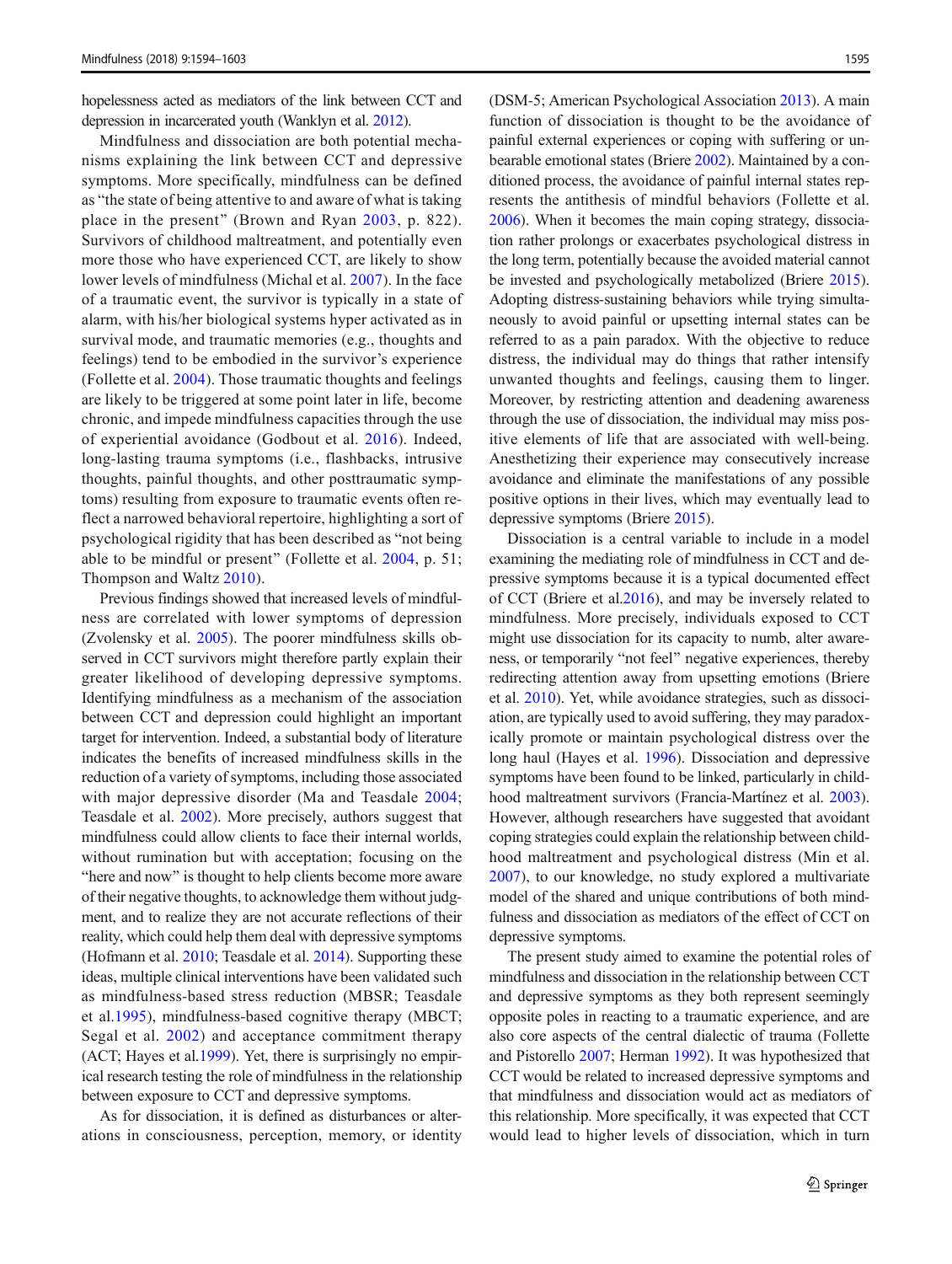hopelessness acted as mediators of the link between CCT and depression in incarcerated youth (Wanklyn et al. 2012).

Mindfulness and dissociation are both potential mechanisms explaining the link between CCT and depressive symptoms. More specifically, mindfulness can be defined as "the state of being attentive to and aware of what is taking place in the present" (Brown and Ryan 2003, p. 822). Survivors of childhood maltreatment, and potentially even more those who have experienced CCT, are likely to show lower levels of mindfulness (Michal et al. 2007). In the face of a traumatic event, the survivor is typically in a state of alarm, with his/her biological systems hyper activated as in survival mode, and traumatic memories (e.g., thoughts and feelings) tend to be embodied in the survivor's experience (Follette et al. 2004). Those traumatic thoughts and feelings are likely to be triggered at some point later in life, become chronic, and impede mindfulness capacities through the use of experiential avoidance (Godbout et al. 2016). Indeed, long-lasting trauma symptoms (i.e., flashbacks, intrusive thoughts, painful thoughts, and other posttraumatic symptoms) resulting from exposure to traumatic events often reflect a narrowed behavioral repertoire, highlighting a sort of psychological rigidity that has been described as "not being able to be mindful or present" (Follette et al. 2004, p. 51; Thompson and Waltz 2010).

Previous findings showed that increased levels of mindfulness are correlated with lower symptoms of depression (Zvolensky et al. 2005). The poorer mindfulness skills observed in CCT survivors might therefore partly explain their greater likelihood of developing depressive symptoms. Identifying mindfulness as a mechanism of the association between CCT and depression could highlight an important target for intervention. Indeed, a substantial body of literature indicates the benefits of increased mindfulness skills in the reduction of a variety of symptoms, including those associated with major depressive disorder (Ma and Teasdale 2004; Teasdale et al. 2002). More precisely, authors suggest that mindfulness could allow clients to face their internal worlds, without rumination but with acceptation; focusing on the "here and now" is thought to help clients become more aware of their negative thoughts, to acknowledge them without judgment, and to realize they are not accurate reflections of their reality, which could help them deal with depressive symptoms (Hofmann et al. 2010; Teasdale et al. 2014). Supporting these ideas, multiple clinical interventions have been validated such as mindfulness-based stress reduction (MBSR; Teasdale et al.1995), mindfulness-based cognitive therapy (MBCT; Segal et al. 2002) and acceptance commitment therapy (ACT; Hayes et al.1999). Yet, there is surprisingly no empirical research testing the role of mindfulness in the relationship between exposure to CCT and depressive symptoms.

As for dissociation, it is defined as disturbances or alterations in consciousness, perception, memory, or identity (DSM-5; American Psychological Association 2013). A main function of dissociation is thought to be the avoidance of painful external experiences or coping with suffering or unbearable emotional states (Briere 2002). Maintained by a conditioned process, the avoidance of painful internal states represents the antithesis of mindful behaviors (Follette et al. 2006). When it becomes the main coping strategy, dissociation rather prolongs or exacerbates psychological distress in the long term, potentially because the avoided material cannot be invested and psychologically metabolized (Briere 2015). Adopting distress-sustaining behaviors while trying simultaneously to avoid painful or upsetting internal states can be referred to as a pain paradox. With the objective to reduce distress, the individual may do things that rather intensify unwanted thoughts and feelings, causing them to linger. Moreover, by restricting attention and deadening awareness through the use of dissociation, the individual may miss positive elements of life that are associated with well-being. Anesthetizing their experience may consecutively increase avoidance and eliminate the manifestations of any possible positive options in their lives, which may eventually lead to depressive symptoms (Briere 2015).

Dissociation is a central variable to include in a model examining the mediating role of mindfulness in CCT and depressive symptoms because it is a typical documented effect of CCT (Briere et al.2016), and may be inversely related to mindfulness. More precisely, individuals exposed to CCT might use dissociation for its capacity to numb, alter awareness, or temporarily "not feel" negative experiences, thereby redirecting attention away from upsetting emotions (Briere et al. 2010). Yet, while avoidance strategies, such as dissociation, are typically used to avoid suffering, they may paradoxically promote or maintain psychological distress over the long haul (Hayes et al. 1996). Dissociation and depressive symptoms have been found to be linked, particularly in childhood maltreatment survivors (Francia-Martínez et al. 2003). However, although researchers have suggested that avoidant coping strategies could explain the relationship between childhood maltreatment and psychological distress (Min et al. 2007), to our knowledge, no study explored a multivariate model of the shared and unique contributions of both mindfulness and dissociation as mediators of the effect of CCT on depressive symptoms.

The present study aimed to examine the potential roles of mindfulness and dissociation in the relationship between CCT and depressive symptoms as they both represent seemingly opposite poles in reacting to a traumatic experience, and are also core aspects of the central dialectic of trauma (Follette and Pistorello 2007; Herman 1992). It was hypothesized that CCT would be related to increased depressive symptoms and that mindfulness and dissociation would act as mediators of this relationship. More specifically, it was expected that CCT would lead to higher levels of dissociation, which in turn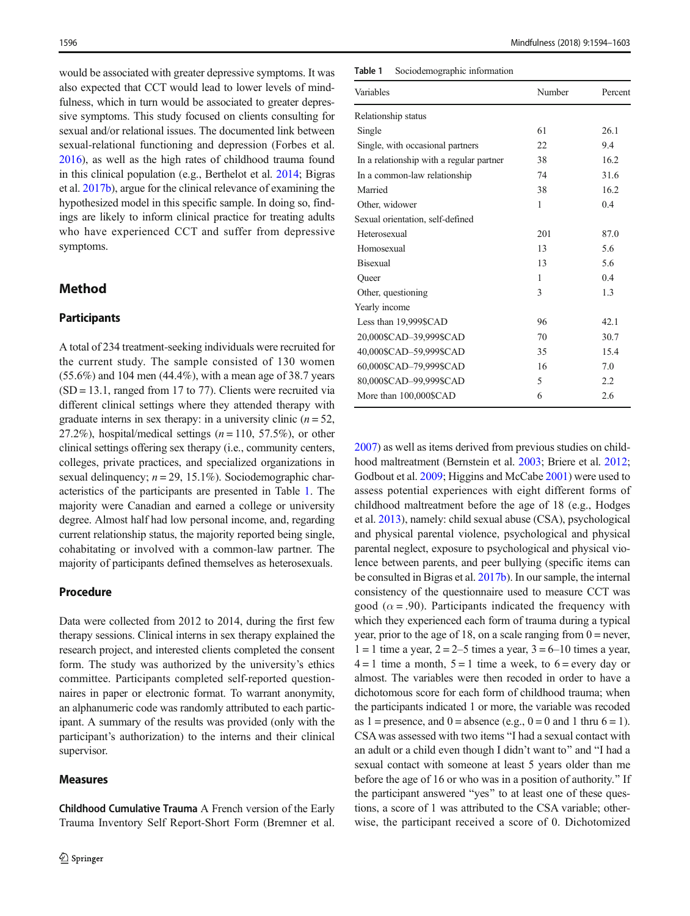would be associated with greater depressive symptoms. It was also expected that CCT would lead to lower levels of mindfulness, which in turn would be associated to greater depressive symptoms. This study focused on clients consulting for sexual and/or relational issues. The documented link between sexual-relational functioning and depression (Forbes et al. 2016), as well as the high rates of childhood trauma found in this clinical population (e.g., Berthelot et al. 2014; Bigras et al. 2017b), argue for the clinical relevance of examining the hypothesized model in this specific sample. In doing so, findings are likely to inform clinical practice for treating adults who have experienced CCT and suffer from depressive symptoms.

## Method

### Participants

A total of 234 treatment-seeking individuals were recruited for the current study. The sample consisted of 130 women (55.6%) and 104 men (44.4%), with a mean age of 38.7 years (SD = 13.1, ranged from 17 to 77). Clients were recruited via different clinical settings where they attended therapy with graduate interns in sex therapy: in a university clinic ($n = 52$, 27.2%), hospital/medical settings ($n = 110$, 57.5%), or other clinical settings offering sex therapy (i.e., community centers, colleges, private practices, and specialized organizations in sexual delinquency; $n = 29$, 15.1%). Sociodemographic characteristics of the participants are presented in Table 1. The majority were Canadian and earned a college or university degree. Almost half had low personal income, and, regarding current relationship status, the majority reported being single, cohabitating or involved with a common-law partner. The majority of participants defined themselves as heterosexuals.

### Procedure

Data were collected from 2012 to 2014, during the first few therapy sessions. Clinical interns in sex therapy explained the research project, and interested clients completed the consent form. The study was authorized by the university's ethics committee. Participants completed self-reported questionnaires in paper or electronic format. To warrant anonymity, an alphanumeric code was randomly attributed to each participant. A summary of the results was provided (only with the participant's authorization) to the interns and their clinical supervisor.

### Measures

**Childhood Cumulative Trauma** A French version of the Early Trauma Inventory Self Report-Short Form (Bremner et al. 2007) as well as items derived from previous studies on childhood maltreatment (Bernstein et al. 2003; Briere et al. 2012; Godbout et al. 2009; Higgins and McCabe 2001) were used to assess potential experiences with eight different forms of childhood maltreatment before the age of 18 (e.g., Hodges et al. 2013), namely: child sexual abuse (CSA), psychological and physical parental violence, psychological and physical parental neglect, exposure to psychological and physical violence between parents, and peer bullying (specific items can be consulted in Bigras et al. 2017b). In our sample, the internal consistency of the questionnaire used to measure CCT was good ($\alpha = .90$). Participants indicated the frequency with which they experienced each form of trauma during a typical year, prior to the age of 18, on a scale ranging from 0 = never, 1 = 1 time a year, 2 = 2–5 times a year, 3 = 6–10 times a year, 4 = 1 time a month, 5 = 1 time a week, to 6 = every day or almost. The variables were then recoded in order to have a dichotomous score for each form of childhood trauma; when the participants indicated 1 or more, the variable was recoded as 1 = presence, and 0 = absence (e.g., 0 = 0 and 1 thru 6 = 1). CSA was assessed with two items "I had a sexual contact with an adult or a child even though I didn't want to" and "I had a sexual contact with someone at least 5 years older than me before the age of 16 or who was in a position of authority." If the participant answered "yes" to at least one of these questions, a score of 1 was attributed to the CSA variable; otherwise, the participant received a score of 0. Dichotomized

**Table 1** Sociodemographic information

| Variables | Number | Percent |
|---|---|---|
| Relationship status | | |
| Single | 61 | 26.1 |
| Single, with occasional partners | 22 | 9.4 |
| In a relationship with a regular partner | 38 | 16.2 |
| In a common-law relationship | 74 | 31.6 |
| Married | 38 | 16.2 |
| Other, widower | 1 | 0.4 |
| Sexual orientation, self-defined | | |
| Heterosexual | 201 | 87.0 |
| Homosexual | 13 | 5.6 |
| Bisexual | 13 | 5.6 |
| Queer | 1 | 0.4 |
| Other, questioning | 3 | 1.3 |
| Yearly income | | |
| Less than 19,999$CAD | 96 | 42.1 |
| 20,000$CAD–39,999$CAD | 70 | 30.7 |
| 40,000$CAD–59,999$CAD | 35 | 15.4 |
| 60,000$CAD–79,999$CAD | 16 | 7.0 |
| 80,000$CAD–99,999$CAD | 5 | 2.2 |
| More than 100,000$CAD | 6 | 2.6 |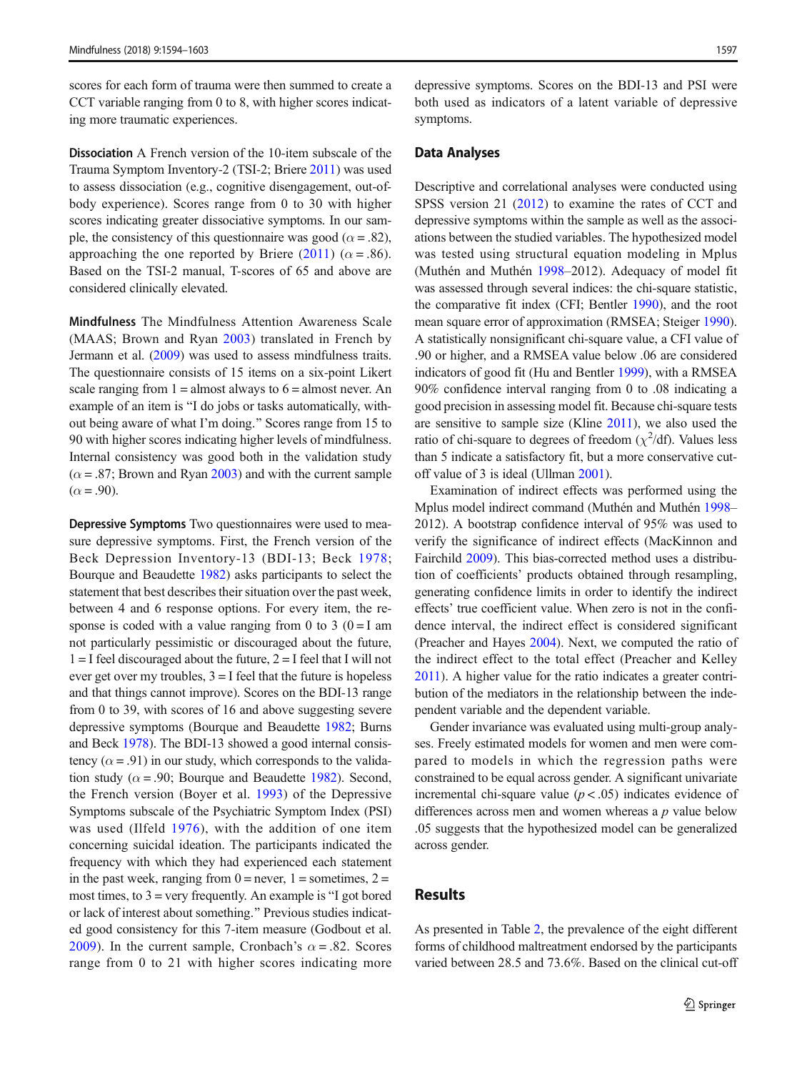scores for each form of trauma were then summed to create a CCT variable ranging from 0 to 8, with higher scores indicating more traumatic experiences.

**Dissociation** A French version of the 10-item subscale of the Trauma Symptom Inventory-2 (TSI-2; Briere 2011) was used to assess dissociation (e.g., cognitive disengagement, out-of-body experience). Scores range from 0 to 30 with higher scores indicating greater dissociative symptoms. In our sample, the consistency of this questionnaire was good ($\alpha = .82$), approaching the one reported by Briere (2011) ($\alpha = .86$). Based on the TSI-2 manual, T-scores of 65 and above are considered clinically elevated.

**Mindfulness** The Mindfulness Attention Awareness Scale (MAAS; Brown and Ryan 2003) translated in French by Jermann et al. (2009) was used to assess mindfulness traits. The questionnaire consists of 15 items on a six-point Likert scale ranging from 1 = almost always to 6 = almost never. An example of an item is "I do jobs or tasks automatically, without being aware of what I'm doing." Scores range from 15 to 90 with higher scores indicating higher levels of mindfulness. Internal consistency was good both in the validation study ($\alpha = .87$; Brown and Ryan 2003) and with the current sample ($\alpha = .90$).

**Depressive Symptoms** Two questionnaires were used to measure depressive symptoms. First, the French version of the Beck Depression Inventory-13 (BDI-13; Beck 1978; Bourque and Beaudette 1982) asks participants to select the statement that best describes their situation over the past week, between 4 and 6 response options. For every item, the response is coded with a value ranging from 0 to 3 (0 = I am not particularly pessimistic or discouraged about the future, 1 = I feel discouraged about the future, 2 = I feel that I will not ever get over my troubles, 3 = I feel that the future is hopeless and that things cannot improve). Scores on the BDI-13 range from 0 to 39, with scores of 16 and above suggesting severe depressive symptoms (Bourque and Beaudette 1982; Burns and Beck 1978). The BDI-13 showed a good internal consistency ($\alpha = .91$) in our study, which corresponds to the validation study ($\alpha = .90$; Bourque and Beaudette 1982). Second, the French version (Boyer et al. 1993) of the Depressive Symptoms subscale of the Psychiatric Symptom Index (PSI) was used (Ilfeld 1976), with the addition of one item concerning suicidal ideation. The participants indicated the frequency with which they had experienced each statement in the past week, ranging from 0 = never, 1 = sometimes, 2 = most times, to 3 = very frequently. An example is "I got bored or lack of interest about something." Previous studies indicated good consistency for this 7-item measure (Godbout et al. 2009). In the current sample, Cronbach's $\alpha = .82$. Scores range from 0 to 21 with higher scores indicating more depressive symptoms. Scores on the BDI-13 and PSI were both used as indicators of a latent variable of depressive symptoms.

## Data Analyses

Descriptive and correlational analyses were conducted using SPSS version 21 (2012) to examine the rates of CCT and depressive symptoms within the sample as well as the associations between the studied variables. The hypothesized model was tested using structural equation modeling in Mplus (Muthén and Muthén 1998–2012). Adequacy of model fit was assessed through several indices: the chi-square statistic, the comparative fit index (CFI; Bentler 1990), and the root mean square error of approximation (RMSEA; Steiger 1990). A statistically nonsignificant chi-square value, a CFI value of .90 or higher, and a RMSEA value below .06 are considered indicators of good fit (Hu and Bentler 1999), with a RMSEA 90% confidence interval ranging from 0 to .08 indicating a good precision in assessing model fit. Because chi-square tests are sensitive to sample size (Kline 2011), we also used the ratio of chi-square to degrees of freedom ($\chi^2$/df). Values less than 5 indicate a satisfactory fit, but a more conservative cut-off value of 3 is ideal (Ullman 2001).

Examination of indirect effects was performed using the Mplus indirect command (Muthén and Muthén 1998–2012). A bootstrap confidence interval of 95% was used to verify the significance of indirect effects (MacKinnon and Fairchild 2009). This bias-corrected method uses a distribution of coefficients' products obtained through resampling, generating confidence limits in order to identify the indirect effects' true coefficient value. When zero is not in the confidence interval, the indirect effect is considered significant (Preacher and Hayes 2004). Next, we computed the ratio of the indirect effect to the total effect (Preacher and Kelley 2011). A higher value for the ratio indicates a greater contribution of the mediators in the relationship between the independent variable and the dependent variable.

Gender invariance was evaluated using multi-group analyses. Freely estimated models for women and men were compared to models in which the regression paths were constrained to be equal across gender. A significant univariate incremental chi-square value ($p < .05$) indicates evidence of differences across men and women whereas a $p$ value below .05 suggests that the hypothesized model can be generalized across gender.

# Results

As presented in Table 2, the prevalence of the eight different forms of childhood maltreatment endorsed by the participants varied between 28.5 and 73.6%. Based on the clinical cut-off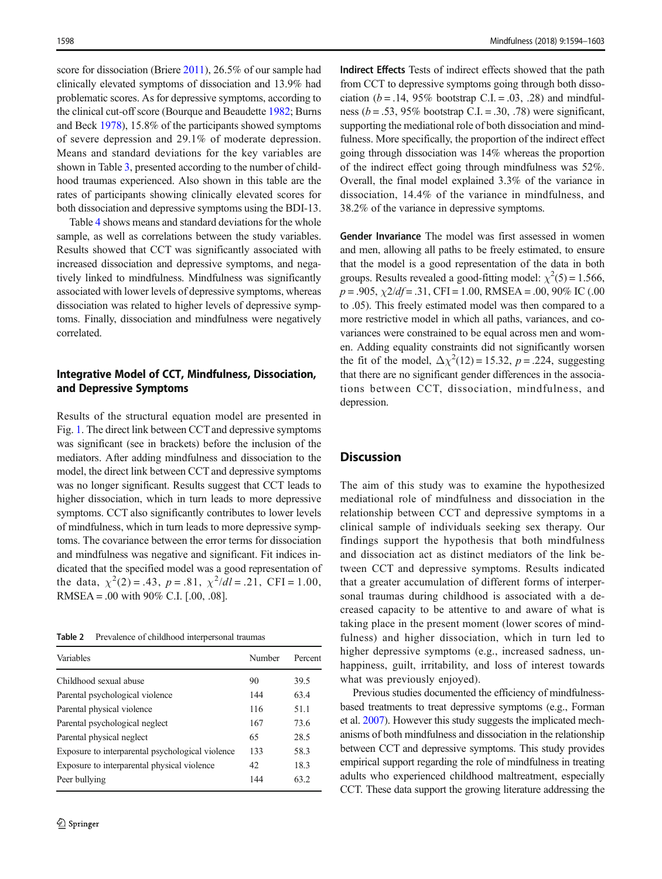score for dissociation (Briere 2011), 26.5% of our sample had clinically elevated symptoms of dissociation and 13.9% had problematic scores. As for depressive symptoms, according to the clinical cut-off score (Bourque and Beaudette 1982; Burns and Beck 1978), 15.8% of the participants showed symptoms of severe depression and 29.1% of moderate depression. Means and standard deviations for the key variables are shown in Table 3, presented according to the number of childhood traumas experienced. Also shown in this table are the rates of participants showing clinically elevated scores for both dissociation and depressive symptoms using the BDI-13.

Table 4 shows means and standard deviations for the whole sample, as well as correlations between the study variables. Results showed that CCT was significantly associated with increased dissociation and depressive symptoms, and negatively linked to mindfulness. Mindfulness was significantly associated with lower levels of depressive symptoms, whereas dissociation was related to higher levels of depressive symptoms. Finally, dissociation and mindfulness were negatively correlated.

### Integrative Model of CCT, Mindfulness, Dissociation, and Depressive Symptoms

Results of the structural equation model are presented in Fig. 1. The direct link between CCT and depressive symptoms was significant (see in brackets) before the inclusion of the mediators. After adding mindfulness and dissociation to the model, the direct link between CCT and depressive symptoms was no longer significant. Results suggest that CCT leads to higher dissociation, which in turn leads to more depressive symptoms. CCT also significantly contributes to lower levels of mindfulness, which in turn leads to more depressive symptoms. The covariance between the error terms for dissociation and mindfulness was negative and significant. Fit indices indicated that the specified model was a good representation of the data, $\chi^2(2) = .43$, $p = .81$, $\chi^2/dl = .21$, CFI = 1.00, RMSEA = .00 with 90% C.I. [.00, .08].

Table 2 Prevalence of childhood interpersonal traumas

| Variables | Number | Percent |
|---|---|---|
| Childhood sexual abuse | 90 | 39.5 |
| Parental psychological violence | 144 | 63.4 |
| Parental physical violence | 116 | 51.1 |
| Parental psychological neglect | 167 | 73.6 |
| Parental physical neglect | 65 | 28.5 |
| Exposure to interparental psychological violence | 133 | 58.3 |
| Exposure to interparental physical violence | 42 | 18.3 |
| Peer bullying | 144 | 63.2 |

**Indirect Effects** Tests of indirect effects showed that the path from CCT to depressive symptoms going through both dissociation ($b = .14$, 95% bootstrap C.I. = .03, .28) and mindfulness ($b = .53$, 95% bootstrap C.I. = .30, .78) were significant, supporting the mediational role of both dissociation and mindfulness. More specifically, the proportion of the indirect effect going through dissociation was 14% whereas the proportion of the indirect effect going through mindfulness was 52%. Overall, the final model explained 3.3% of the variance in dissociation, 14.4% of the variance in mindfulness, and 38.2% of the variance in depressive symptoms.

**Gender Invariance** The model was first assessed in women and men, allowing all paths to be freely estimated, to ensure that the model is a good representation of the data in both groups. Results revealed a good-fitting model: $\chi^2(5) = 1.566$, $p = .905$, $\chi 2/df = .31$, CFI = 1.00, RMSEA = .00, 90% IC (.00 to .05). This freely estimated model was then compared to a more restrictive model in which all paths, variances, and covariances were constrained to be equal across men and women. Adding equality constraints did not significantly worsen the fit of the model, $\Delta\chi^2(12) = 15.32$, $p = .224$, suggesting that there are no significant gender differences in the associations between CCT, dissociation, mindfulness, and depression.

## Discussion

The aim of this study was to examine the hypothesized mediational role of mindfulness and dissociation in the relationship between CCT and depressive symptoms in a clinical sample of individuals seeking sex therapy. Our findings support the hypothesis that both mindfulness and dissociation act as distinct mediators of the link between CCT and depressive symptoms. Results indicated that a greater accumulation of different forms of interpersonal traumas during childhood is associated with a decreased capacity to be attentive to and aware of what is taking place in the present moment (lower scores of mindfulness) and higher dissociation, which in turn led to higher depressive symptoms (e.g., increased sadness, unhappiness, guilt, irritability, and loss of interest towards what was previously enjoyed).

Previous studies documented the efficiency of mindfulness-based treatments to treat depressive symptoms (e.g., Forman et al. 2007). However this study suggests the implicated mechanisms of both mindfulness and dissociation in the relationship between CCT and depressive symptoms. This study provides empirical support regarding the role of mindfulness in treating adults who experienced childhood maltreatment, especially CCT. These data support the growing literature addressing the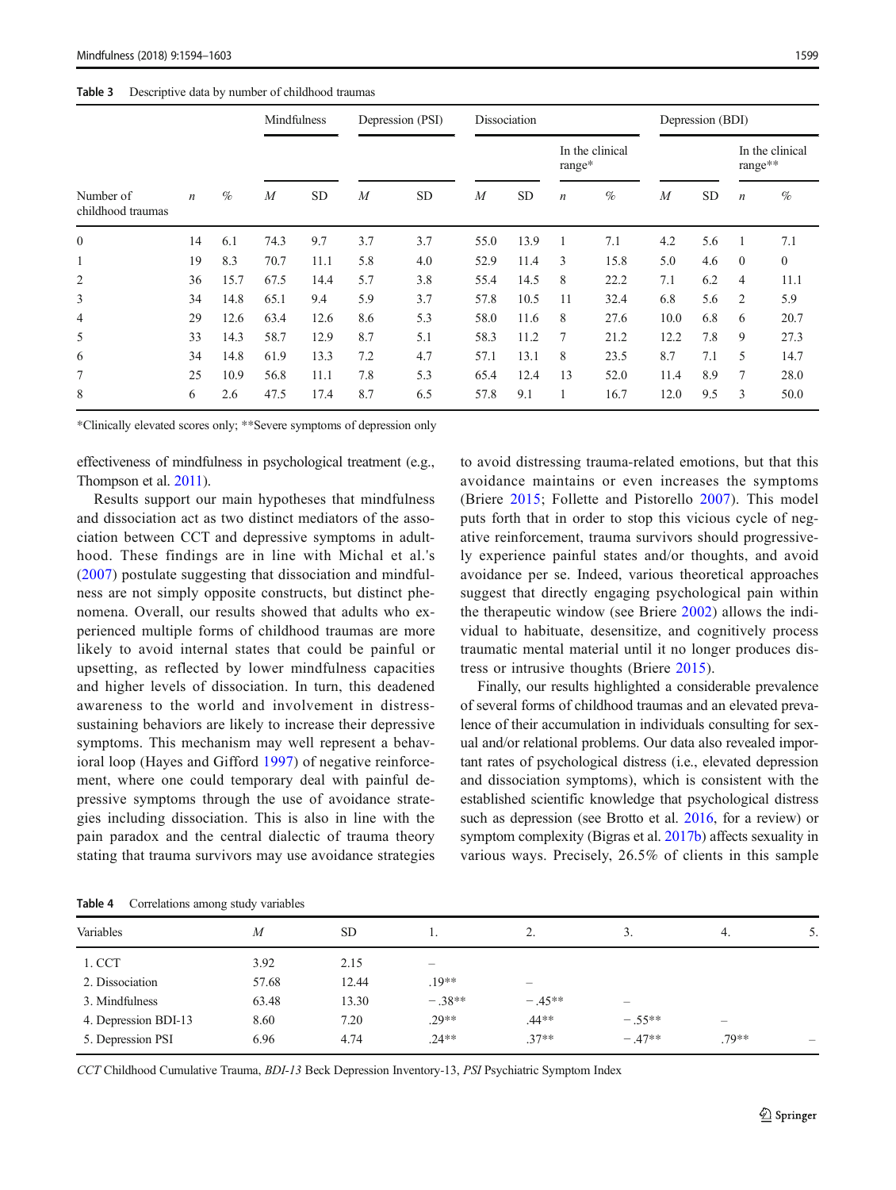**Table 3** Descriptive data by number of childhood traumas

| Number of childhood traumas | *n* | % | Mindfulness | | Depression (PSI) | | Dissociation | | | | Depression (BDI) | | | |
|---|---|---|---|---|---|---|---|---|---|---|---|---|---|---|
| | | | | | | | | | In the clinical range* | | | | In the clinical range** | |
| | | | *M* | SD | *M* | SD | *M* | SD | *n* | % | *M* | SD | *n* | % |
| 0 | 14 | 6.1 | 74.3 | 9.7 | 3.7 | 3.7 | 55.0 | 13.9 | 1 | 7.1 | 4.2 | 5.6 | 1 | 7.1 |
| 1 | 19 | 8.3 | 70.7 | 11.1 | 5.8 | 4.0 | 52.9 | 11.4 | 3 | 15.8 | 5.0 | 4.6 | 0 | 0 |
| 2 | 36 | 15.7 | 67.5 | 14.4 | 5.7 | 3.8 | 55.4 | 14.5 | 8 | 22.2 | 7.1 | 6.2 | 4 | 11.1 |
| 3 | 34 | 14.8 | 65.1 | 9.4 | 5.9 | 3.7 | 57.8 | 10.5 | 11 | 32.4 | 6.8 | 5.6 | 2 | 5.9 |
| 4 | 29 | 12.6 | 63.4 | 12.6 | 8.6 | 5.3 | 58.0 | 11.6 | 8 | 27.6 | 10.0 | 6.8 | 6 | 20.7 |
| 5 | 33 | 14.3 | 58.7 | 12.9 | 8.7 | 5.1 | 58.3 | 11.2 | 7 | 21.2 | 12.2 | 7.8 | 9 | 27.3 |
| 6 | 34 | 14.8 | 61.9 | 13.3 | 7.2 | 4.7 | 57.1 | 13.1 | 8 | 23.5 | 8.7 | 7.1 | 5 | 14.7 |
| 7 | 25 | 10.9 | 56.8 | 11.1 | 7.8 | 5.3 | 65.4 | 12.4 | 13 | 52.0 | 11.4 | 8.9 | 7 | 28.0 |
| 8 | 6 | 2.6 | 47.5 | 17.4 | 8.7 | 6.5 | 57.8 | 9.1 | 1 | 16.7 | 12.0 | 9.5 | 3 | 50.0 |

*Clinically elevated scores only; **Severe symptoms of depression only

effectiveness of mindfulness in psychological treatment (e.g., Thompson et al. 2011).

Results support our main hypotheses that mindfulness and dissociation act as two distinct mediators of the association between CCT and depressive symptoms in adulthood. These findings are in line with Michal et al.'s (2007) postulate suggesting that dissociation and mindfulness are not simply opposite constructs, but distinct phenomena. Overall, our results showed that adults who experienced multiple forms of childhood traumas are more likely to avoid internal states that could be painful or upsetting, as reflected by lower mindfulness capacities and higher levels of dissociation. In turn, this deadened awareness to the world and involvement in distress-sustaining behaviors are likely to increase their depressive symptoms. This mechanism may well represent a behavioral loop (Hayes and Gifford 1997) of negative reinforcement, where one could temporary deal with painful depressive symptoms through the use of avoidance strategies including dissociation. This is also in line with the pain paradox and the central dialectic of trauma theory stating that trauma survivors may use avoidance strategies to avoid distressing trauma-related emotions, but that this avoidance maintains or even increases the symptoms (Briere 2015; Follette and Pistorello 2007). This model puts forth that in order to stop this vicious cycle of negative reinforcement, trauma survivors should progressively experience painful states and/or thoughts, and avoid avoidance per se. Indeed, various theoretical approaches suggest that directly engaging psychological pain within the therapeutic window (see Briere 2002) allows the individual to habituate, desensitize, and cognitively process traumatic mental material until it no longer produces distress or intrusive thoughts (Briere 2015).

Finally, our results highlighted a considerable prevalence of several forms of childhood traumas and an elevated prevalence of their accumulation in individuals consulting for sexual and/or relational problems. Our data also revealed important rates of psychological distress (i.e., elevated depression and dissociation symptoms), which is consistent with the established scientific knowledge that psychological distress such as depression (see Brotto et al. 2016, for a review) or symptom complexity (Bigras et al. 2017b) affects sexuality in various ways. Precisely, 26.5% of clients in this sample

**Table 4** Correlations among study variables

| Variables | *M* | SD | 1. | 2. | 3. | 4. | 5. |
|---|---|---|---|---|---|---|---|
| 1. CCT | 3.92 | 2.15 | – | | | | |
| 2. Dissociation | 57.68 | 12.44 | .19** | – | | | |
| 3. Mindfulness | 63.48 | 13.30 | −.38** | −.45** | – | | |
| 4. Depression BDI-13 | 8.60 | 7.20 | .29** | .44** | −.55** | – | |
| 5. Depression PSI | 6.96 | 4.74 | .24** | .37** | −.47** | .79** | – |

*CCT* Childhood Cumulative Trauma, *BDI-13* Beck Depression Inventory-13, *PSI* Psychiatric Symptom Index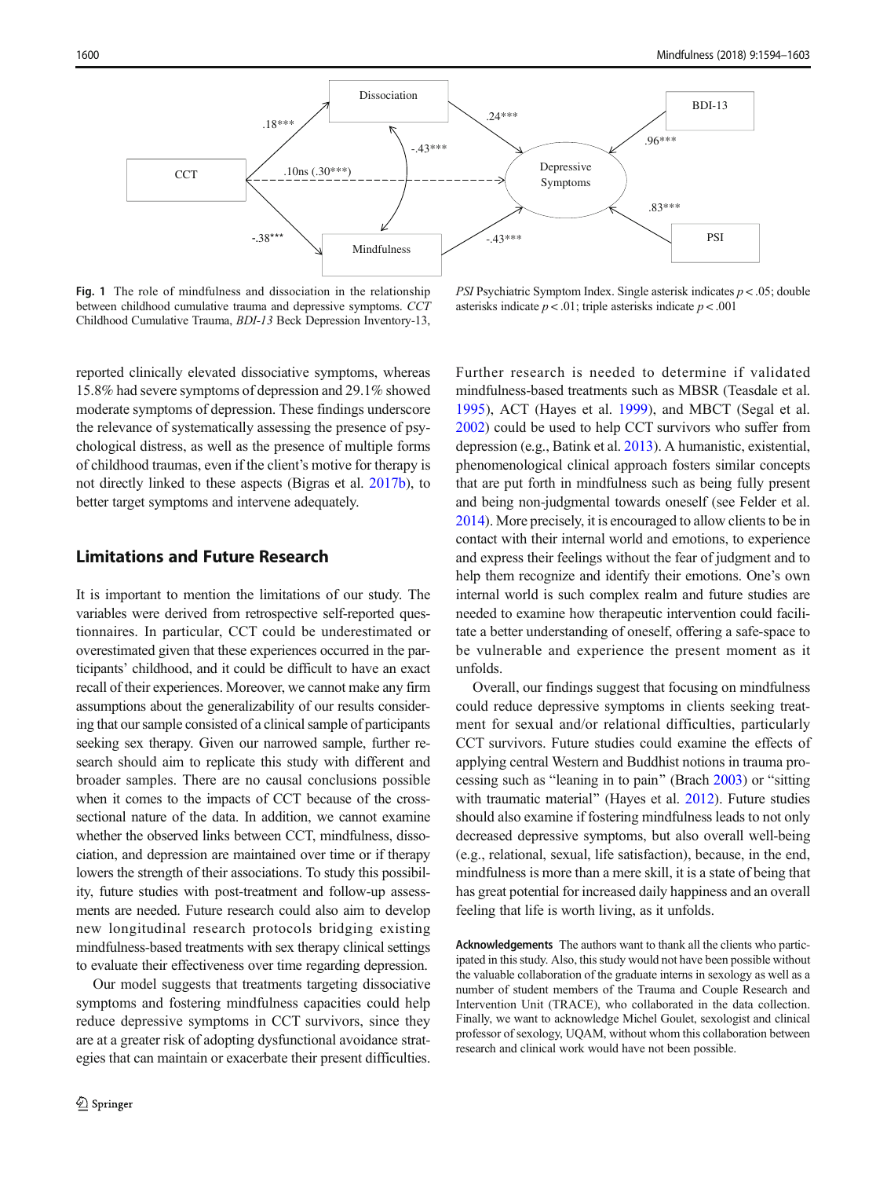CCT

Dissociation

Mindfulness

Depressive Symptoms

BDI-13

PSI

.18***

-.38***

.10ns (.30***)

-.43***

.24***

-.43***

.96***

.83***

**Fig. 1** The role of mindfulness and dissociation in the relationship between childhood cumulative trauma and depressive symptoms. *CCT* Childhood Cumulative Trauma, *BDI-13* Beck Depression Inventory-13, *PSI* Psychiatric Symptom Index. Single asterisk indicates $p < .05$; double asterisks indicate $p < .01$; triple asterisks indicate $p < .001$

reported clinically elevated dissociative symptoms, whereas 15.8% had severe symptoms of depression and 29.1% showed moderate symptoms of depression. These findings underscore the relevance of systematically assessing the presence of psychological distress, as well as the presence of multiple forms of childhood traumas, even if the client's motive for therapy is not directly linked to these aspects (Bigras et al. 2017b), to better target symptoms and intervene adequately.

## Limitations and Future Research

It is important to mention the limitations of our study. The variables were derived from retrospective self-reported questionnaires. In particular, CCT could be underestimated or overestimated given that these experiences occurred in the participants' childhood, and it could be difficult to have an exact recall of their experiences. Moreover, we cannot make any firm assumptions about the generalizability of our results considering that our sample consisted of a clinical sample of participants seeking sex therapy. Given our narrowed sample, further research should aim to replicate this study with different and broader samples. There are no causal conclusions possible when it comes to the impacts of CCT because of the cross-sectional nature of the data. In addition, we cannot examine whether the observed links between CCT, mindfulness, dissociation, and depression are maintained over time or if therapy lowers the strength of their associations. To study this possibility, future studies with post-treatment and follow-up assessments are needed. Future research could also aim to develop new longitudinal research protocols bridging existing mindfulness-based treatments with sex therapy clinical settings to evaluate their effectiveness over time regarding depression.

Our model suggests that treatments targeting dissociative symptoms and fostering mindfulness capacities could help reduce depressive symptoms in CCT survivors, since they are at a greater risk of adopting dysfunctional avoidance strategies that can maintain or exacerbate their present difficulties. Further research is needed to determine if validated mindfulness-based treatments such as MBSR (Teasdale et al. 1995), ACT (Hayes et al. 1999), and MBCT (Segal et al. 2002) could be used to help CCT survivors who suffer from depression (e.g., Batink et al. 2013). A humanistic, existential, phenomenological clinical approach fosters similar concepts that are put forth in mindfulness such as being fully present and being non-judgmental towards oneself (see Felder et al. 2014). More precisely, it is encouraged to allow clients to be in contact with their internal world and emotions, to experience and express their feelings without the fear of judgment and to help them recognize and identify their emotions. One's own internal world is such complex realm and future studies are needed to examine how therapeutic intervention could facilitate a better understanding of oneself, offering a safe-space to be vulnerable and experience the present moment as it unfolds.

Overall, our findings suggest that focusing on mindfulness could reduce depressive symptoms in clients seeking treatment for sexual and/or relational difficulties, particularly CCT survivors. Future studies could examine the effects of applying central Western and Buddhist notions in trauma processing such as "leaning in to pain" (Brach 2003) or "sitting with traumatic material" (Hayes et al. 2012). Future studies should also examine if fostering mindfulness leads to not only decreased depressive symptoms, but also overall well-being (e.g., relational, sexual, life satisfaction), because, in the end, mindfulness is more than a mere skill, it is a state of being that has great potential for increased daily happiness and an overall feeling that life is worth living, as it unfolds.

**Acknowledgements** The authors want to thank all the clients who participated in this study. Also, this study would not have been possible without the valuable collaboration of the graduate interns in sexology as well as a number of student members of the Trauma and Couple Research and Intervention Unit (TRACE), who collaborated in the data collection. Finally, we want to acknowledge Michel Goulet, sexologist and clinical professor of sexology, UQAM, without whom this collaboration between research and clinical work would have not been possible.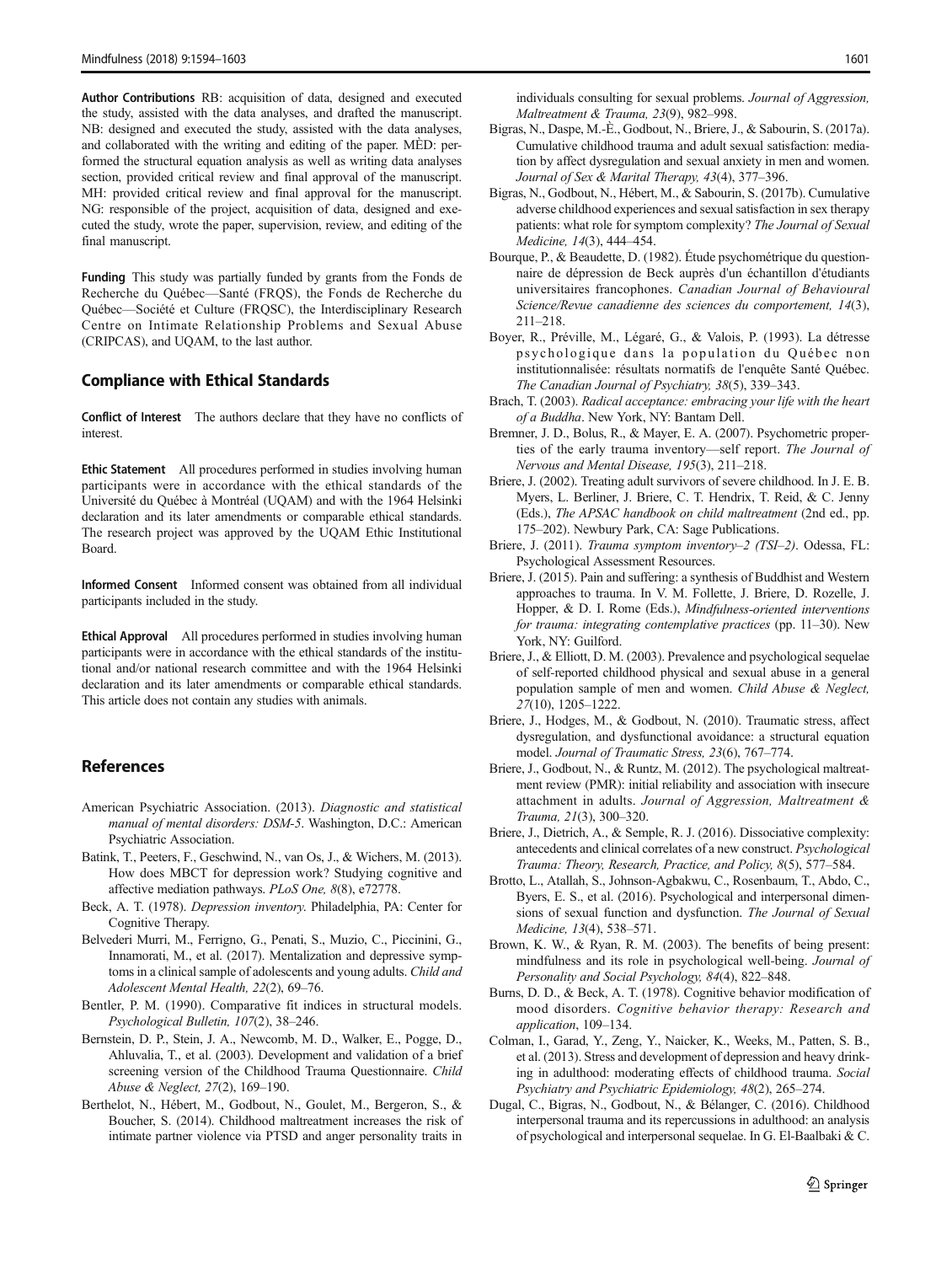**Author Contributions** RB: acquisition of data, designed and executed the study, assisted with the data analyses, and drafted the manuscript. NB: designed and executed the study, assisted with the data analyses, and collaborated with the writing and editing of the paper. MÈD: performed the structural equation analysis as well as writing data analyses section, provided critical review and final approval of the manuscript. MH: provided critical review and final approval for the manuscript. NG: responsible of the project, acquisition of data, designed and executed the study, wrote the paper, supervision, review, and editing of the final manuscript.

**Funding** This study was partially funded by grants from the Fonds de Recherche du Québec—Santé (FRQS), the Fonds de Recherche du Québec—Société et Culture (FRQSC), the Interdisciplinary Research Centre on Intimate Relationship Problems and Sexual Abuse (CRIPCAS), and UQAM, to the last author.

## Compliance with Ethical Standards

**Conflict of Interest** The authors declare that they have no conflicts of interest.

**Ethic Statement** All procedures performed in studies involving human participants were in accordance with the ethical standards of the Université du Québec à Montréal (UQAM) and with the 1964 Helsinki declaration and its later amendments or comparable ethical standards. The research project was approved by the UQAM Ethic Institutional Board.

**Informed Consent** Informed consent was obtained from all individual participants included in the study.

**Ethical Approval** All procedures performed in studies involving human participants were in accordance with the ethical standards of the institutional and/or national research committee and with the 1964 Helsinki declaration and its later amendments or comparable ethical standards. This article does not contain any studies with animals.

## References

American Psychiatric Association. (2013). *Diagnostic and statistical manual of mental disorders: DSM-5*. Washington, D.C.: American Psychiatric Association.

Batink, T., Peeters, F., Geschwind, N., van Os, J., & Wichers, M. (2013). How does MBCT for depression work? Studying cognitive and affective mediation pathways. *PLoS One, 8*(8), e72778.

Beck, A. T. (1978). *Depression inventory*. Philadelphia, PA: Center for Cognitive Therapy.

Belvederi Murri, M., Ferrigno, G., Penati, S., Muzio, C., Piccinini, G., Innamorati, M., et al. (2017). Mentalization and depressive symptoms in a clinical sample of adolescents and young adults. *Child and Adolescent Mental Health, 22*(2), 69–76.

Bentler, P. M. (1990). Comparative fit indices in structural models. *Psychological Bulletin, 107*(2), 38–246.

Bernstein, D. P., Stein, J. A., Newcomb, M. D., Walker, E., Pogge, D., Ahluvalia, T., et al. (2003). Development and validation of a brief screening version of the Childhood Trauma Questionnaire. *Child Abuse & Neglect, 27*(2), 169–190.

Berthelot, N., Hébert, M., Godbout, N., Goulet, M., Bergeron, S., & Boucher, S. (2014). Childhood maltreatment increases the risk of intimate partner violence via PTSD and anger personality traits in individuals consulting for sexual problems. *Journal of Aggression, Maltreatment & Trauma, 23*(9), 982–998.

Bigras, N., Daspe, M.-È., Godbout, N., Briere, J., & Sabourin, S. (2017a). Cumulative childhood trauma and adult sexual satisfaction: mediation by affect dysregulation and sexual anxiety in men and women. *Journal of Sex & Marital Therapy, 43*(4), 377–396.

Bigras, N., Godbout, N., Hébert, M., & Sabourin, S. (2017b). Cumulative adverse childhood experiences and sexual satisfaction in sex therapy patients: what role for symptom complexity? *The Journal of Sexual Medicine, 14*(3), 444–454.

Bourque, P., & Beaudette, D. (1982). Étude psychométrique du questionnaire de dépression de Beck auprès d'un échantillon d'étudiants universitaires francophones. *Canadian Journal of Behavioural Science/Revue canadienne des sciences du comportement, 14*(3), 211–218.

Boyer, R., Préville, M., Légaré, G., & Valois, P. (1993). La détresse psychologique dans la population du Québec non institutionnalisée: résultats normatifs de l'enquête Santé Québec. *The Canadian Journal of Psychiatry, 38*(5), 339–343.

Brach, T. (2003). *Radical acceptance: embracing your life with the heart of a Buddha*. New York, NY: Bantam Dell.

Bremner, J. D., Bolus, R., & Mayer, E. A. (2007). Psychometric properties of the early trauma inventory—self report. *The Journal of Nervous and Mental Disease, 195*(3), 211–218.

Briere, J. (2002). Treating adult survivors of severe childhood. In J. E. B. Myers, L. Berliner, J. Briere, C. T. Hendrix, T. Reid, & C. Jenny (Eds.), *The APSAC handbook on child maltreatment* (2nd ed., pp. 175–202). Newbury Park, CA: Sage Publications.

Briere, J. (2011). *Trauma symptom inventory–2 (TSI–2)*. Odessa, FL: Psychological Assessment Resources.

Briere, J. (2015). Pain and suffering: a synthesis of Buddhist and Western approaches to trauma. In V. M. Follette, J. Briere, D. Rozelle, J. Hopper, & D. I. Rome (Eds.), *Mindfulness-oriented interventions for trauma: integrating contemplative practices* (pp. 11–30). New York, NY: Guilford.

Briere, J., & Elliott, D. M. (2003). Prevalence and psychological sequelae of self-reported childhood physical and sexual abuse in a general population sample of men and women. *Child Abuse & Neglect, 27*(10), 1205–1222.

Briere, J., Hodges, M., & Godbout, N. (2010). Traumatic stress, affect dysregulation, and dysfunctional avoidance: a structural equation model. *Journal of Traumatic Stress, 23*(6), 767–774.

Briere, J., Godbout, N., & Runtz, M. (2012). The psychological maltreatment review (PMR): initial reliability and association with insecure attachment in adults. *Journal of Aggression, Maltreatment & Trauma, 21*(3), 300–320.

Briere, J., Dietrich, A., & Semple, R. J. (2016). Dissociative complexity: antecedents and clinical correlates of a new construct. *Psychological Trauma: Theory, Research, Practice, and Policy, 8*(5), 577–584.

Brotto, L., Atallah, S., Johnson-Agbakwu, C., Rosenbaum, T., Abdo, C., Byers, E. S., et al. (2016). Psychological and interpersonal dimensions of sexual function and dysfunction. *The Journal of Sexual Medicine, 13*(4), 538–571.

Brown, K. W., & Ryan, R. M. (2003). The benefits of being present: mindfulness and its role in psychological well-being. *Journal of Personality and Social Psychology, 84*(4), 822–848.

Burns, D. D., & Beck, A. T. (1978). Cognitive behavior modification of mood disorders. *Cognitive behavior therapy: Research and application*, 109–134.

Colman, I., Garad, Y., Zeng, Y., Naicker, K., Weeks, M., Patten, S. B., et al. (2013). Stress and development of depression and heavy drinking in adulthood: moderating effects of childhood trauma. *Social Psychiatry and Psychiatric Epidemiology, 48*(2), 265–274.

Dugal, C., Bigras, N., Godbout, N., & Bélanger, C. (2016). Childhood interpersonal trauma and its repercussions in adulthood: an analysis of psychological and interpersonal sequelae. In G. El-Baalbaki & C.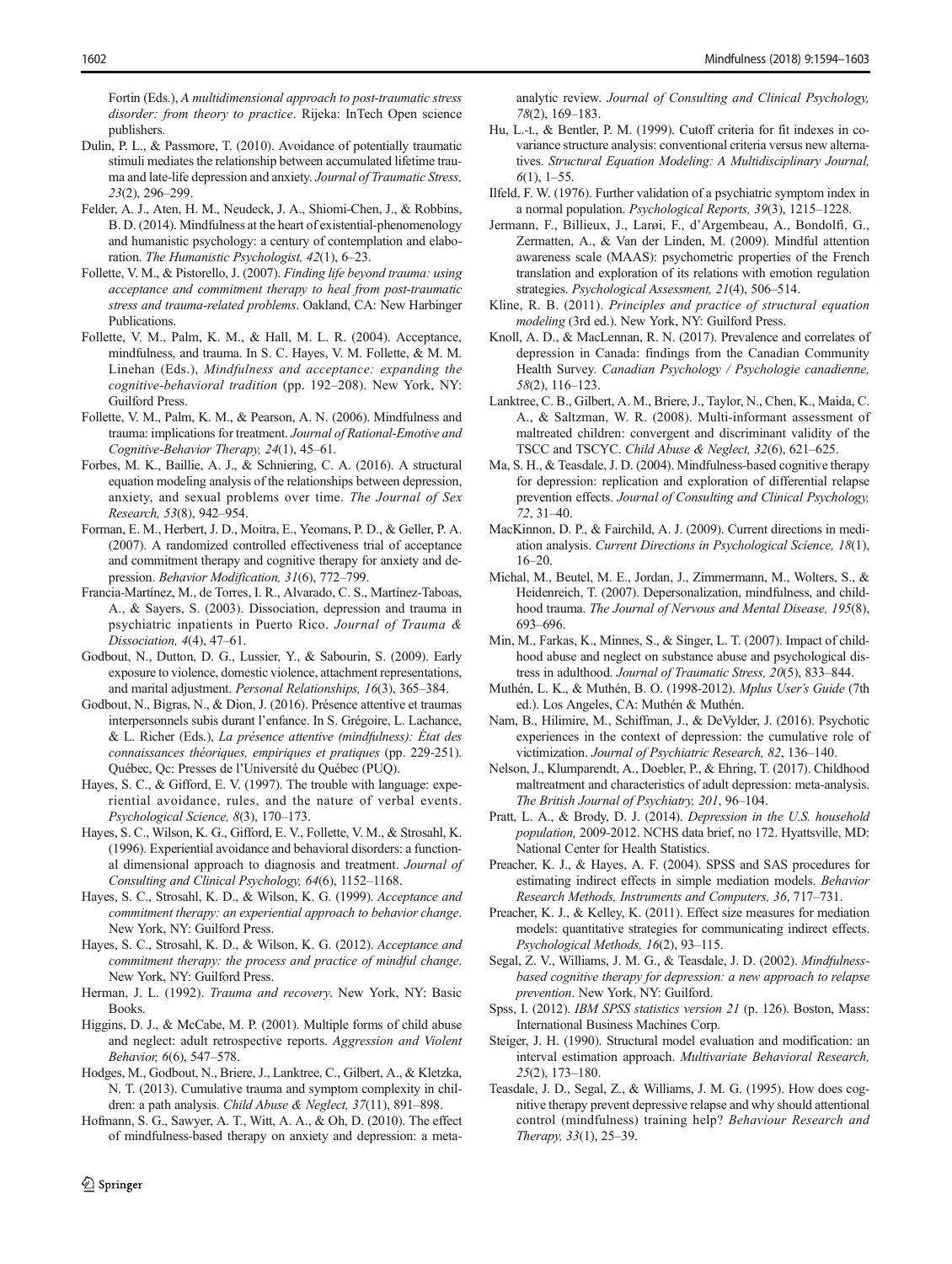Fortin (Eds.), *A multidimensional approach to post-traumatic stress disorder: from theory to practice*. Rijeka: InTech Open science publishers.

Dulin, P. L., & Passmore, T. (2010). Avoidance of potentially traumatic stimuli mediates the relationship between accumulated lifetime trauma and late-life depression and anxiety. *Journal of Traumatic Stress, 23*(2), 296–299.

Felder, A. J., Aten, H. M., Neudeck, J. A., Shiomi-Chen, J., & Robbins, B. D. (2014). Mindfulness at the heart of existential-phenomenology and humanistic psychology: a century of contemplation and elaboration. *The Humanistic Psychologist, 42*(1), 6–23.

Follette, V. M., & Pistorello, J. (2007). *Finding life beyond trauma: using acceptance and commitment therapy to heal from post-traumatic stress and trauma-related problems*. Oakland, CA: New Harbinger Publications.

Follette, V. M., Palm, K. M., & Hall, M. L. R. (2004). Acceptance, mindfulness, and trauma. In S. C. Hayes, V. M. Follette, & M. M. Linehan (Eds.), *Mindfulness and acceptance: expanding the cognitive-behavioral tradition* (pp. 192–208). New York, NY: Guilford Press.

Follette, V. M., Palm, K. M., & Pearson, A. N. (2006). Mindfulness and trauma: implications for treatment. *Journal of Rational-Emotive and Cognitive-Behavior Therapy, 24*(1), 45–61.

Forbes, M. K., Baillie, A. J., & Schniering, C. A. (2016). A structural equation modeling analysis of the relationships between depression, anxiety, and sexual problems over time. *The Journal of Sex Research, 53*(8), 942–954.

Forman, E. M., Herbert, J. D., Moitra, E., Yeomans, P. D., & Geller, P. A. (2007). A randomized controlled effectiveness trial of acceptance and commitment therapy and cognitive therapy for anxiety and depression. *Behavior Modification, 31*(6), 772–799.

Francia-Martínez, M., de Torres, I. R., Alvarado, C. S., Martínez-Taboas, A., & Sayers, S. (2003). Dissociation, depression and trauma in psychiatric inpatients in Puerto Rico. *Journal of Trauma & Dissociation, 4*(4), 47–61.

Godbout, N., Dutton, D. G., Lussier, Y., & Sabourin, S. (2009). Early exposure to violence, domestic violence, attachment representations, and marital adjustment. *Personal Relationships, 16*(3), 365–384.

Godbout, N., Bigras, N., & Dion, J. (2016). Présence attentive et traumas interpersonnels subis durant l'enfance. In S. Grégoire, L. Lachance, & L. Richer (Eds.), *La présence attentive (mindfulness): État des connaissances théoriques, empiriques et pratiques* (pp. 229-251). Québec, Qc: Presses de l'Université du Québec (PUQ).

Hayes, S. C., & Gifford, E. V. (1997). The trouble with language: experiential avoidance, rules, and the nature of verbal events. *Psychological Science, 8*(3), 170–173.

Hayes, S. C., Wilson, K. G., Gifford, E. V., Follette, V. M., & Strosahl, K. (1996). Experiential avoidance and behavioral disorders: a functional dimensional approach to diagnosis and treatment. *Journal of Consulting and Clinical Psychology, 64*(6), 1152–1168.

Hayes, S. C., Strosahl, K. D., & Wilson, K. G. (1999). *Acceptance and commitment therapy: an experiential approach to behavior change*. New York, NY: Guilford Press.

Hayes, S. C., Strosahl, K. D., & Wilson, K. G. (2012). *Acceptance and commitment therapy: the process and practice of mindful change*. New York, NY: Guilford Press.

Herman, J. L. (1992). *Trauma and recovery*. New York, NY: Basic Books.

Higgins, D. J., & McCabe, M. P. (2001). Multiple forms of child abuse and neglect: adult retrospective reports. *Aggression and Violent Behavior, 6*(6), 547–578.

Hodges, M., Godbout, N., Briere, J., Lanktree, C., Gilbert, A., & Kletzka, N. T. (2013). Cumulative trauma and symptom complexity in children: a path analysis. *Child Abuse & Neglect, 37*(11), 891–898.

Hofmann, S. G., Sawyer, A. T., Witt, A. A., & Oh, D. (2010). The effect of mindfulness-based therapy on anxiety and depression: a meta-analytic review. *Journal of Consulting and Clinical Psychology, 78*(2), 169–183.

Hu, L.-t., & Bentler, P. M. (1999). Cutoff criteria for fit indexes in covariance structure analysis: conventional criteria versus new alternatives. *Structural Equation Modeling: A Multidisciplinary Journal, 6*(1), 1–55.

Ilfeld, F. W. (1976). Further validation of a psychiatric symptom index in a normal population. *Psychological Reports, 39*(3), 1215–1228.

Jermann, F., Billieux, J., Larøi, F., d'Argembeau, A., Bondolfi, G., Zermatten, A., & Van der Linden, M. (2009). Mindful attention awareness scale (MAAS): psychometric properties of the French translation and exploration of its relations with emotion regulation strategies. *Psychological Assessment, 21*(4), 506–514.

Kline, R. B. (2011). *Principles and practice of structural equation modeling* (3rd ed.). New York, NY: Guilford Press.

Knoll, A. D., & MacLennan, R. N. (2017). Prevalence and correlates of depression in Canada: findings from the Canadian Community Health Survey. *Canadian Psychology / Psychologie canadienne, 58*(2), 116–123.

Lanktree, C. B., Gilbert, A. M., Briere, J., Taylor, N., Chen, K., Maida, C. A., & Saltzman, W. R. (2008). Multi-informant assessment of maltreated children: convergent and discriminant validity of the TSCC and TSCYC. *Child Abuse & Neglect, 32*(6), 621–625.

Ma, S. H., & Teasdale, J. D. (2004). Mindfulness-based cognitive therapy for depression: replication and exploration of differential relapse prevention effects. *Journal of Consulting and Clinical Psychology, 72*, 31–40.

MacKinnon, D. P., & Fairchild, A. J. (2009). Current directions in mediation analysis. *Current Directions in Psychological Science, 18*(1), 16–20.

Michal, M., Beutel, M. E., Jordan, J., Zimmermann, M., Wolters, S., & Heidenreich, T. (2007). Depersonalization, mindfulness, and childhood trauma. *The Journal of Nervous and Mental Disease, 195*(8), 693–696.

Min, M., Farkas, K., Minnes, S., & Singer, L. T. (2007). Impact of childhood abuse and neglect on substance abuse and psychological distress in adulthood. *Journal of Traumatic Stress, 20*(5), 833–844.

Muthén, L. K., & Muthén, B. O. (1998-2012). *Mplus User's Guide* (7th ed.). Los Angeles, CA: Muthén & Muthén.

Nam, B., Hilimire, M., Schiffman, J., & DeVylder, J. (2016). Psychotic experiences in the context of depression: the cumulative role of victimization. *Journal of Psychiatric Research, 82*, 136–140.

Nelson, J., Klumparendt, A., Doebler, P., & Ehring, T. (2017). Childhood maltreatment and characteristics of adult depression: meta-analysis. *The British Journal of Psychiatry, 201*, 96–104.

Pratt, L. A., & Brody, D. J. (2014). *Depression in the U.S. household population*, 2009-2012. NCHS data brief, no 172. Hyattsville, MD: National Center for Health Statistics.

Preacher, K. J., & Hayes, A. F. (2004). SPSS and SAS procedures for estimating indirect effects in simple mediation models. *Behavior Research Methods, Instruments and Computers, 36*, 717–731.

Preacher, K. J., & Kelley, K. (2011). Effect size measures for mediation models: quantitative strategies for communicating indirect effects. *Psychological Methods, 16*(2), 93–115.

Segal, Z. V., Williams, J. M. G., & Teasdale, J. D. (2002). *Mindfulness-based cognitive therapy for depression: a new approach to relapse prevention*. New York, NY: Guilford.

Spss, I. (2012). *IBM SPSS statistics version 21* (p. 126). Boston, Mass: International Business Machines Corp.

Steiger, J. H. (1990). Structural model evaluation and modification: an interval estimation approach. *Multivariate Behavioral Research, 25*(2), 173–180.

Teasdale, J. D., Segal, Z., & Williams, J. M. G. (1995). How does cognitive therapy prevent depressive relapse and why should attentional control (mindfulness) training help? *Behaviour Research and Therapy, 33*(1), 25–39.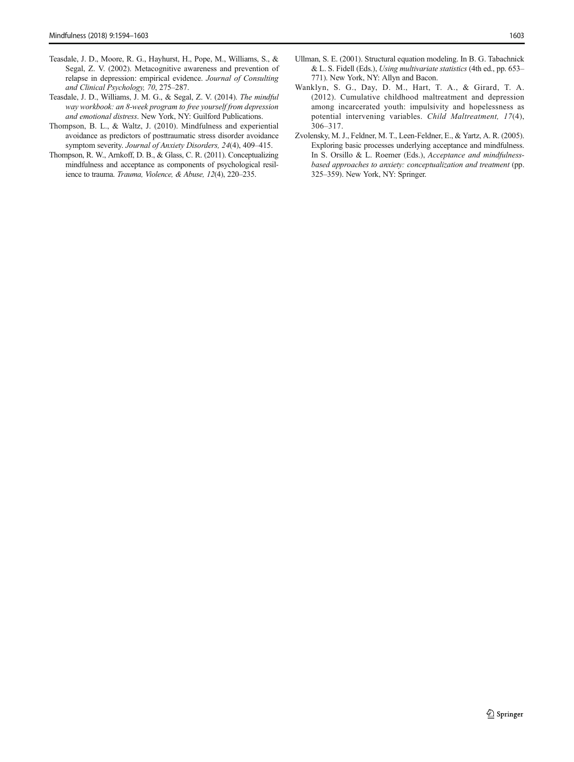Teasdale, J. D., Moore, R. G., Hayhurst, H., Pope, M., Williams, S., & Segal, Z. V. (2002). Metacognitive awareness and prevention of relapse in depression: empirical evidence. *Journal of Consulting and Clinical Psychology, 70*, 275–287.

Teasdale, J. D., Williams, J. M. G., & Segal, Z. V. (2014). *The mindful way workbook: an 8-week program to free yourself from depression and emotional distress*. New York, NY: Guilford Publications.

Thompson, B. L., & Waltz, J. (2010). Mindfulness and experiential avoidance as predictors of posttraumatic stress disorder avoidance symptom severity. *Journal of Anxiety Disorders, 24*(4), 409–415.

Thompson, R. W., Arnkoff, D. B., & Glass, C. R. (2011). Conceptualizing mindfulness and acceptance as components of psychological resilience to trauma. *Trauma, Violence, & Abuse, 12*(4), 220–235.

Ullman, S. E. (2001). Structural equation modeling. In B. G. Tabachnick & L. S. Fidell (Eds.), *Using multivariate statistics* (4th ed., pp. 653–771). New York, NY: Allyn and Bacon.

Wanklyn, S. G., Day, D. M., Hart, T. A., & Girard, T. A. (2012). Cumulative childhood maltreatment and depression among incarcerated youth: impulsivity and hopelessness as potential intervening variables. *Child Maltreatment, 17*(4), 306–317.

Zvolensky, M. J., Feldner, M. T., Leen-Feldner, E., & Yartz, A. R. (2005). Exploring basic processes underlying acceptance and mindfulness. In S. Orsillo & L. Roemer (Eds.), *Acceptance and mindfulness-based approaches to anxiety: conceptualization and treatment* (pp. 325–359). New York, NY: Springer.